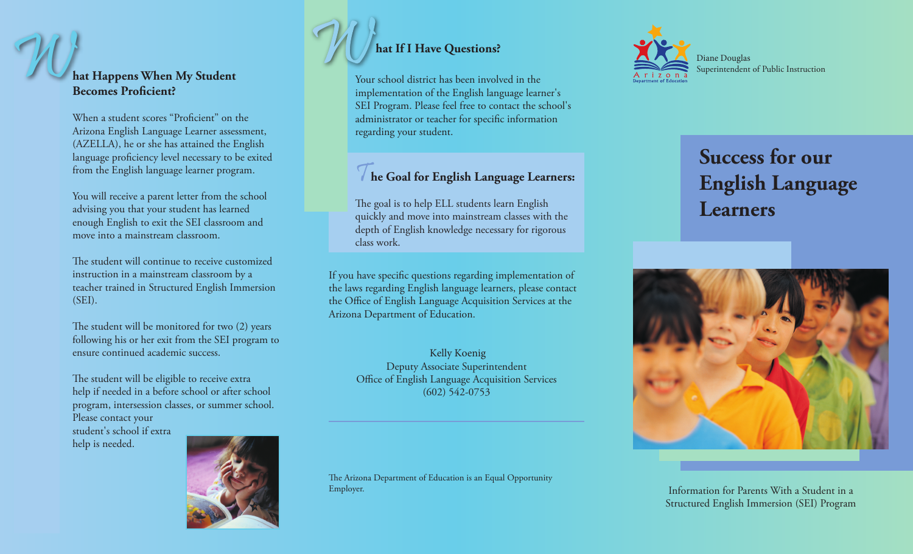## What Happens When My Student Becomes Proficient?

When a student scores "Proficient" on the Arizona English Language Learner assessment, (AZELLA), he or she has attained the English language proficiency level necessary to be exited from the English language learner program.

You will receive a parent letter from the school advising you that your student has learned enough English to exit the SEI classroom and move into a mainstream classroom.

The student will continue to receive customized instruction in a mainstream classroom by a teacher trained in Structured English Immersion (SEI).

The student will be monitored for two (2) years following his or her exit from the SEI program to ensure continued academic success.

The student will be eligible to receive extra help if needed in a before school or after school program, intersession classes, or summer school. Please contact your student's school if extra help is needed.

## What If I Have Questions?

Your school district has been involved in the implementation of the English language learner's SEI Program. Please feel free to contact the school's administrator or teacher for specific information regarding your student.

### The Goal for English Language Learners:

The goal is to help ELL students learn English quickly and move into mainstream classes with the depth of English knowledge necessary for rigorous class work.

If you have specific questions regarding implementation of the laws regarding English language learners, please contact the Office of English Language Acquisition Services at the Arizona Department of Education.

Kelly Koenig
Deputy Associate Superintendent
Office of English Language Acquisition Services
(602) 542-0753

The Arizona Department of Education is an Equal Opportunity Employer.

Arizona Department of Education

Diane Douglas
Superintendent of Public Instruction

# Success for our English Language Learners

Information for Parents With a Student in a Structured English Immersion (SEI) Program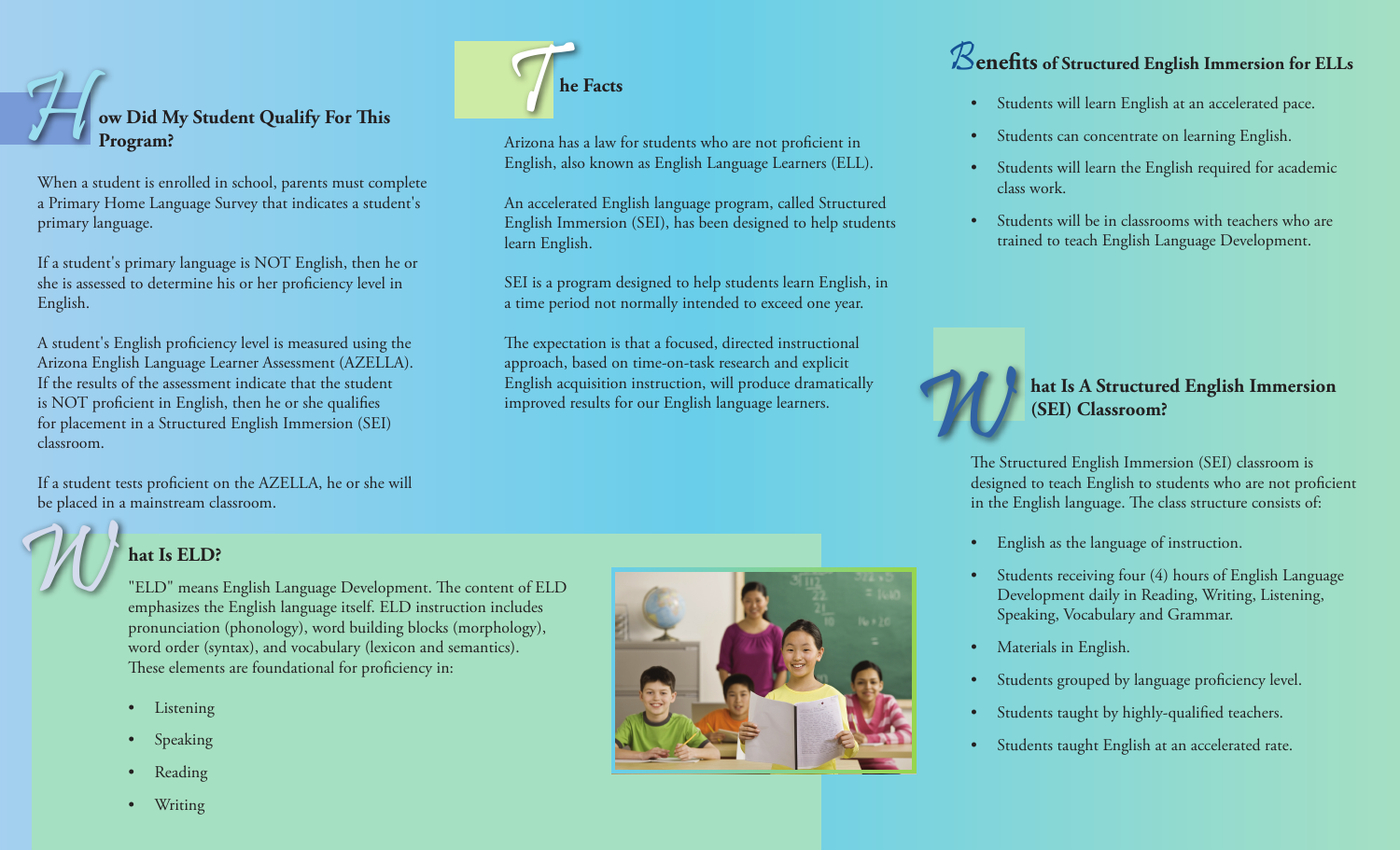## How Did My Student Qualify For This Program?

When a student is enrolled in school, parents must complete a Primary Home Language Survey that indicates a student's primary language.

If a student's primary language is NOT English, then he or she is assessed to determine his or her proficiency level in English.

A student's English proficiency level is measured using the Arizona English Language Learner Assessment (AZELLA). If the results of the assessment indicate that the student is NOT proficient in English, then he or she qualifies for placement in a Structured English Immersion (SEI) classroom.

If a student tests proficient on the AZELLA, he or she will be placed in a mainstream classroom.

## What Is ELD?

"ELD" means English Language Development. The content of ELD emphasizes the English language itself. ELD instruction includes pronunciation (phonology), word building blocks (morphology), word order (syntax), and vocabulary (lexicon and semantics). These elements are foundational for proficiency in:

- Listening
- Speaking
- Reading
- Writing

## The Facts

Arizona has a law for students who are not proficient in English, also known as English Language Learners (ELL).

An accelerated English language program, called Structured English Immersion (SEI), has been designed to help students learn English.

SEI is a program designed to help students learn English, in a time period not normally intended to exceed one year.

The expectation is that a focused, directed instructional approach, based on time-on-task research and explicit English acquisition instruction, will produce dramatically improved results for our English language learners.

## Benefits of Structured English Immersion for ELLs

- Students will learn English at an accelerated pace.
- Students can concentrate on learning English.
- Students will learn the English required for academic class work.
- Students will be in classrooms with teachers who are trained to teach English Language Development.

## What Is A Structured English Immersion (SEI) Classroom?

The Structured English Immersion (SEI) classroom is designed to teach English to students who are not proficient in the English language. The class structure consists of:

- English as the language of instruction.
- Students receiving four (4) hours of English Language Development daily in Reading, Writing, Listening, Speaking, Vocabulary and Grammar.
- Materials in English.
- Students grouped by language proficiency level.
- Students taught by highly-qualified teachers.
- Students taught English at an accelerated rate.